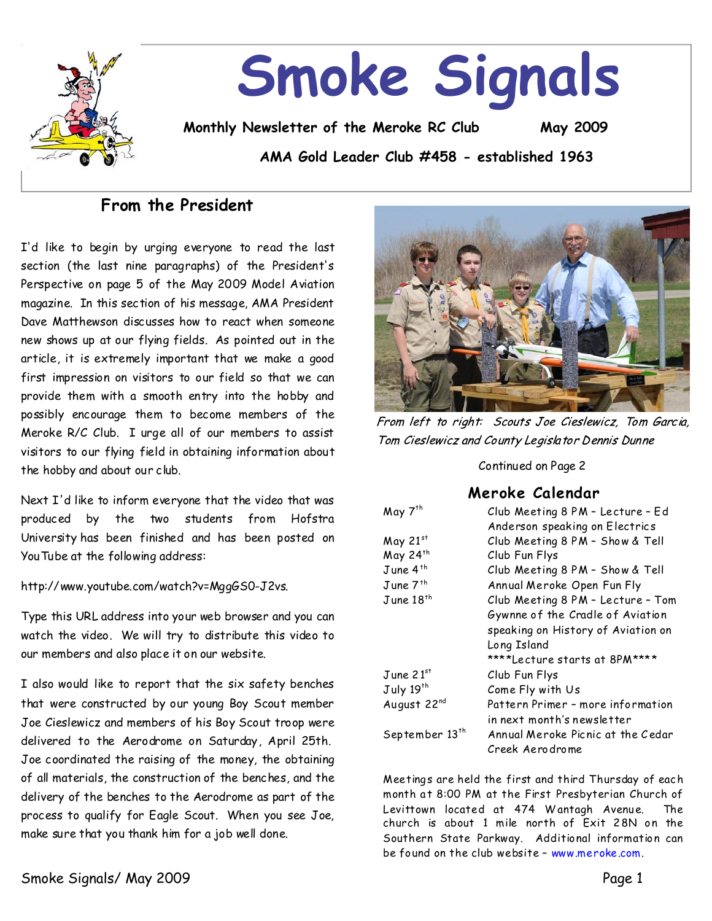# Smoke Signals

**Monthly Newsletter of the Meroke RC Club** **May 2009**

**AMA Gold Leader Club #458 - established 1963**

## From the President

I'd like to begin by urging everyone to read the last section (the last nine paragraphs) of the President's Perspective on page 5 of the May 2009 Model Aviation magazine. In this section of his message, AMA President Dave Matthewson discusses how to react when someone new shows up at our flying fields. As pointed out in the article, it is extremely important that we make a good first impression on visitors to our field so that we can provide them with a smooth entry into the hobby and possibly encourage them to become members of the Meroke R/C Club. I urge all of our members to assist visitors to our flying field in obtaining information about the hobby and about our club.

Next I'd like to inform everyone that the video that was produced by the two students from Hofstra University has been finished and has been posted on YouTube at the following address:

http://www.youtube.com/watch?v=MggGS0-J2vs.

Type this URL address into your web browser and you can watch the video. We will try to distribute this video to our members and also place it on our website.

I also would like to report that the six safety benches that were constructed by our young Boy Scout member Joe Cieslewicz and members of his Boy Scout troop were delivered to the Aerodrome on Saturday, April 25th. Joe coordinated the raising of the money, the obtaining of all materials, the construction of the benches, and the delivery of the benches to the Aerodrome as part of the process to qualify for Eagle Scout. When you see Joe, make sure that you thank him for a job well done.

*From left to right: Scouts Joe Cieslewicz, Tom Garcia, Tom Cieslewicz and County Legislator Dennis Dunne*

Continued on Page 2

## Meroke Calendar

| Date | Event |
|---|---|
| May 7th | Club Meeting 8 PM – Lecture – Ed Anderson speaking on Electrics |
| May 21st | Club Meeting 8 PM – Show & Tell |
| May 24th | Club Fun Flys |
| June 4th | Club Meeting 8 PM – Show & Tell |
| June 7th | Annual Meroke Open Fun Fly |
| June 18th | Club Meeting 8 PM – Lecture – Tom Gywnne of the Cradle of Aviation speaking on History of Aviation on Long Island ****Lecture starts at 8PM**** |
| June 21st | Club Fun Flys |
| July 19th | Come Fly with Us |
| August 22nd | Pattern Primer – more information in next month's newsletter |
| September 13th | Annual Meroke Picnic at the Cedar Creek Aerodrome |

Meetings are held the first and third Thursday of each month at 8:00 PM at the First Presbyterian Church of Levittown located at 474 Wantagh Avenue. The church is about 1 mile north of Exit 28N on the Southern State Parkway. Additional information can be found on the club website – www.meroke.com.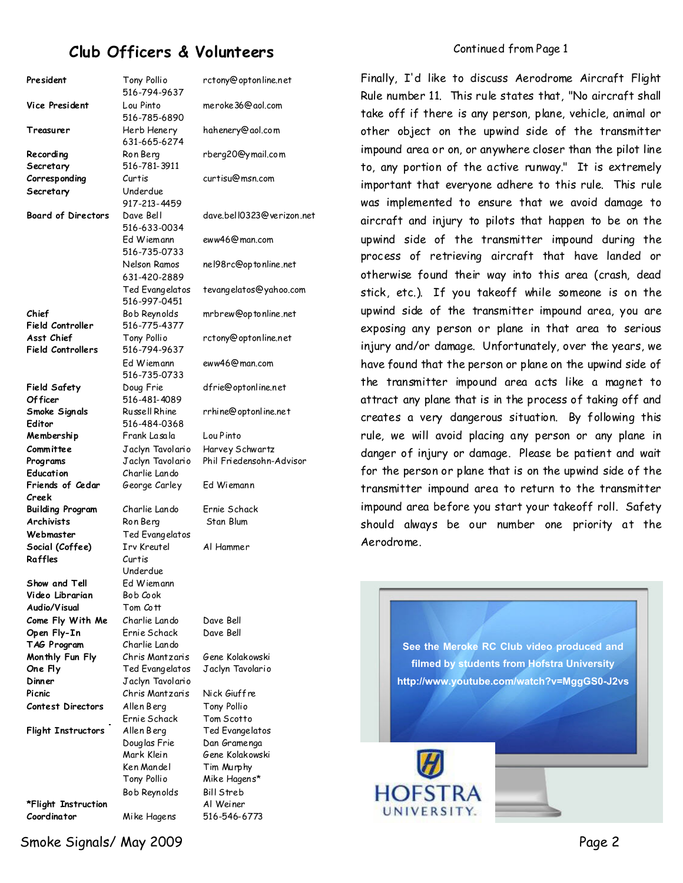## Club Officers & Volunteers

| Position | Name | Contact |
|---|---|---|
| President | Tony Pollio 516-794-9637 | rctony@optonline.net |
| Vice President | Lou Pinto 516-785-6890 | meroke36@aol.com |
| Treasurer | Herb Henery 631-665-6274 | hahenery@aol.com |
| Recording Secretary | Ron Berg 516-781-3911 | rberg20@ymail.com |
| Corresponding Secretary | Curtis Underdue 917-213-4459 | curtisu@msn.com |
| Board of Directors | Dave Bell 516-633-0034 | dave.bell0323@verizon.net |
| | Ed Wiemann 516-735-0733 | eww46@man.com |
| | Nelson Ramos 631-420-2889 | nel98rc@optonline.net |
| | Ted Evangelatos 516-997-0451 | tevangelatos@yahoo.com |
| Chief Field Controller | Bob Reynolds 516-775-4377 | mrbrew@optonline.net |
| Asst Chief Field Controllers | Tony Pollio 516-794-9637 | rctony@optonline.net |
| | Ed Wiemann 516-735-0733 | eww46@man.com |
| Field Safety Officer | Doug Frie 516-481-4089 | dfrie@optonline.net |
| Smoke Signals Editor | Russell Rhine 516-484-0368 | rrhine@optonline.net |
| Membership | Frank Lasala | Lou Pinto |
| Committee | Jaclyn Tavolario | Harvey Schwartz |
| Programs | Jaclyn Tavolario | Phil Friedensohn-Advisor |
| Education | Charlie Lando | |
| Friends of Cedar Creek | George Carley | Ed Wiemann |
| Building Program | Charlie Lando | Ernie Schack |
| Archivists | Ron Berg | Stan Blum |
| Webmaster | Ted Evangelatos | |
| Social (Coffee) | Irv Kreutel | Al Hammer |
| Raffles | Curtis Underdue | |
| Show and Tell | Ed Wiemann | |
| Video Librarian | Bob Cook | |
| Audio/Visual | Tom Cott | |
| Come Fly With Me | Charlie Lando | Dave Bell |
| Open Fly-In | Ernie Schack | Dave Bell |
| TAG Program | Charlie Lando | |
| Monthly Fun Fly | Chris Mantzaris | Gene Kolakowski |
| One Fly | Ted Evangelatos | Jaclyn Tavolario |
| Dinner | Jaclyn Tavolario | |
| Picnic | Chris Mantzaris | Nick Giuffre |
| Contest Directors | Allen Berg | Tony Pollio |
| | Ernie Schack | Tom Scotto |
| Flight Instructors | Allen Berg | Ted Evangelatos |
| | Douglas Frie | Dan Gramenga |
| | Mark Klein | Gene Kolakowski |
| | Ken Mandel | Tim Murphy |
| | Tony Pollio | Mike Hagens* |
| | Bob Reynolds | Bill Streb |
| | | Al Weiner |
| *Flight Instruction Coordinator | Mike Hagens | 516-546-6773 |

Continued from Page 1

Finally, I'd like to discuss Aerodrome Aircraft Flight Rule number 11. This rule states that, "No aircraft shall take off if there is any person, plane, vehicle, animal or other object on the upwind side of the transmitter impound area or on, or anywhere closer than the pilot line to, any portion of the active runway." It is extremely important that everyone adhere to this rule. This rule was implemented to ensure that we avoid damage to aircraft and injury to pilots that happen to be on the upwind side of the transmitter impound during the process of retrieving aircraft that have landed or otherwise found their way into this area (crash, dead stick, etc.). If you takeoff while someone is on the upwind side of the transmitter impound area, you are exposing any person or plane in that area to serious injury and/or damage. Unfortunately, over the years, we have found that the person or plane on the upwind side of the transmitter impound area acts like a magnet to attract any plane that is in the process of taking off and creates a very dangerous situation. By following this rule, we will avoid placing any person or any plane in danger of injury or damage. Please be patient and wait for the person or plane that is on the upwind side of the transmitter impound area to return to the transmitter impound area before you start your takeoff roll. Safety should always be our number one priority at the Aerodrome.

See the Meroke RC Club video produced and filmed by students from Hofstra University
http://www.youtube.com/watch?v=MggGS0-J2vs

HOFSTRA UNIVERSITY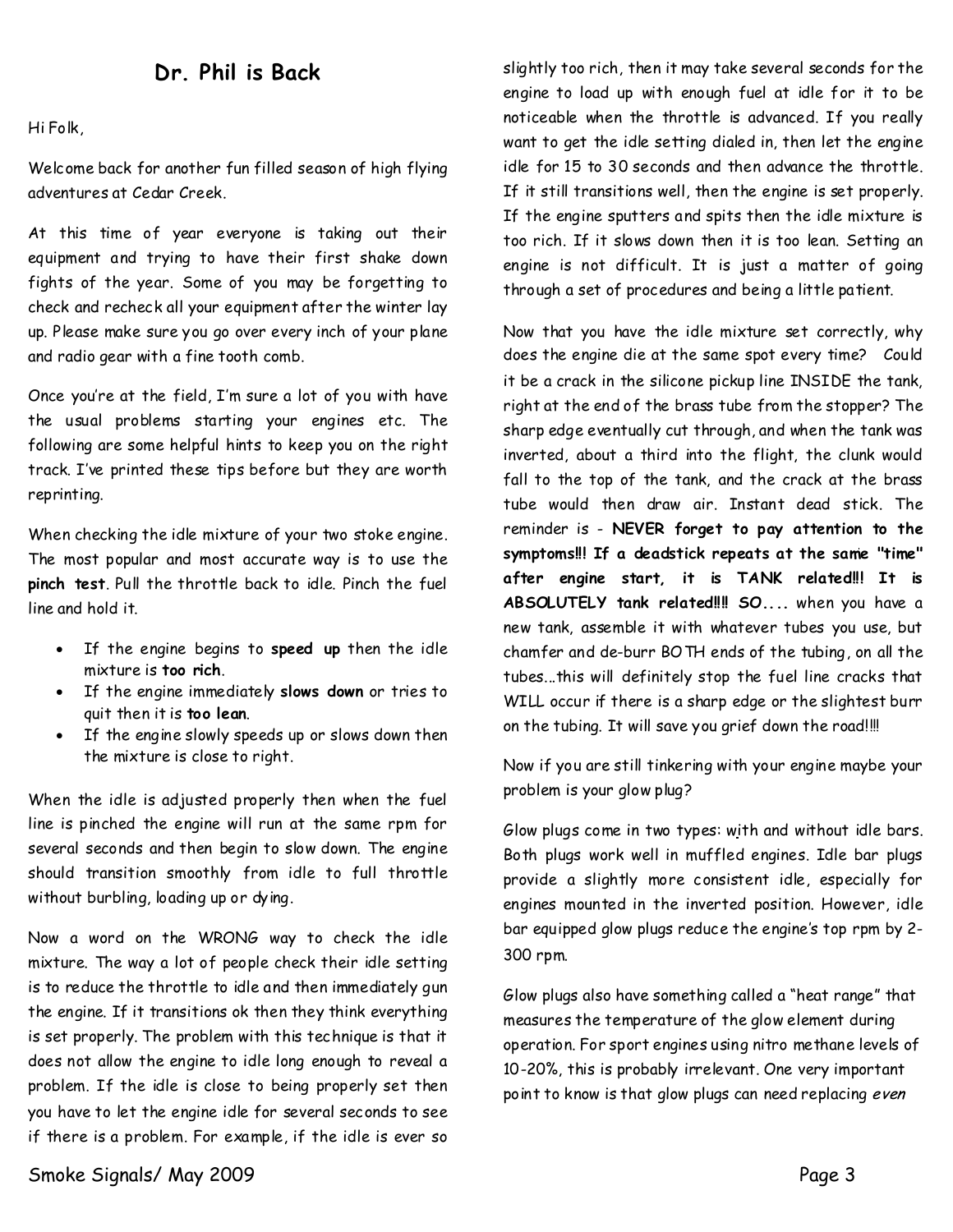## Dr. Phil is Back

Hi Folk,

Welcome back for another fun filled season of high flying adventures at Cedar Creek.

At this time of year everyone is taking out their equipment and trying to have their first shake down fights of the year. Some of you may be forgetting to check and recheck all your equipment after the winter lay up. Please make sure you go over every inch of your plane and radio gear with a fine tooth comb.

Once you're at the field, I'm sure a lot of you with have the usual problems starting your engines etc. The following are some helpful hints to keep you on the right track. I've printed these tips before but they are worth reprinting.

When checking the idle mixture of your two stoke engine. The most popular and most accurate way is to use the **pinch test**. Pull the throttle back to idle. Pinch the fuel line and hold it.

- If the engine begins to **speed up** then the idle mixture is **too rich**.
- If the engine immediately **slows down** or tries to quit then it is **too lean**.
- If the engine slowly speeds up or slows down then the mixture is close to right.

When the idle is adjusted properly then when the fuel line is pinched the engine will run at the same rpm for several seconds and then begin to slow down. The engine should transition smoothly from idle to full throttle without burbling, loading up or dying.

Now a word on the WRONG way to check the idle mixture. The way a lot of people check their idle setting is to reduce the throttle to idle and then immediately gun the engine. If it transitions ok then they think everything is set properly. The problem with this technique is that it does not allow the engine to idle long enough to reveal a problem. If the idle is close to being properly set then you have to let the engine idle for several seconds to see if there is a problem. For example, if the idle is ever so slightly too rich, then it may take several seconds for the engine to load up with enough fuel at idle for it to be noticeable when the throttle is advanced. If you really want to get the idle setting dialed in, then let the engine idle for 15 to 30 seconds and then advance the throttle. If it still transitions well, then the engine is set properly. If the engine sputters and spits then the idle mixture is too rich. If it slows down then it is too lean. Setting an engine is not difficult. It is just a matter of going through a set of procedures and being a little patient.

Now that you have the idle mixture set correctly, why does the engine die at the same spot every time? Could it be a crack in the silicone pickup line INSIDE the tank, right at the end of the brass tube from the stopper? The sharp edge eventually cut through, and when the tank was inverted, about a third into the flight, the clunk would fall to the top of the tank, and the crack at the brass tube would then draw air. Instant dead stick. The reminder is - **NEVER forget to pay attention to the symptoms!!! If a deadstick repeats at the same "time" after engine start, it is TANK related!!! It is ABSOLUTELY tank related!!!! SO....** when you have a new tank, assemble it with whatever tubes you use, but chamfer and de-burr BOTH ends of the tubing, on all the tubes...this will definitely stop the fuel line cracks that WILL occur if there is a sharp edge or the slightest burr on the tubing. It will save you grief down the road!!!!

Now if you are still tinkering with your engine maybe your problem is your glow plug?

Glow plugs come in two types: with and without idle bars. Both plugs work well in muffled engines. Idle bar plugs provide a slightly more consistent idle, especially for engines mounted in the inverted position. However, idle bar equipped glow plugs reduce the engine's top rpm by 2-300 rpm.

Glow plugs also have something called a "heat range" that measures the temperature of the glow element during operation. For sport engines using nitro methane levels of 10-20%, this is probably irrelevant. One very important point to know is that glow plugs can need replacing *even*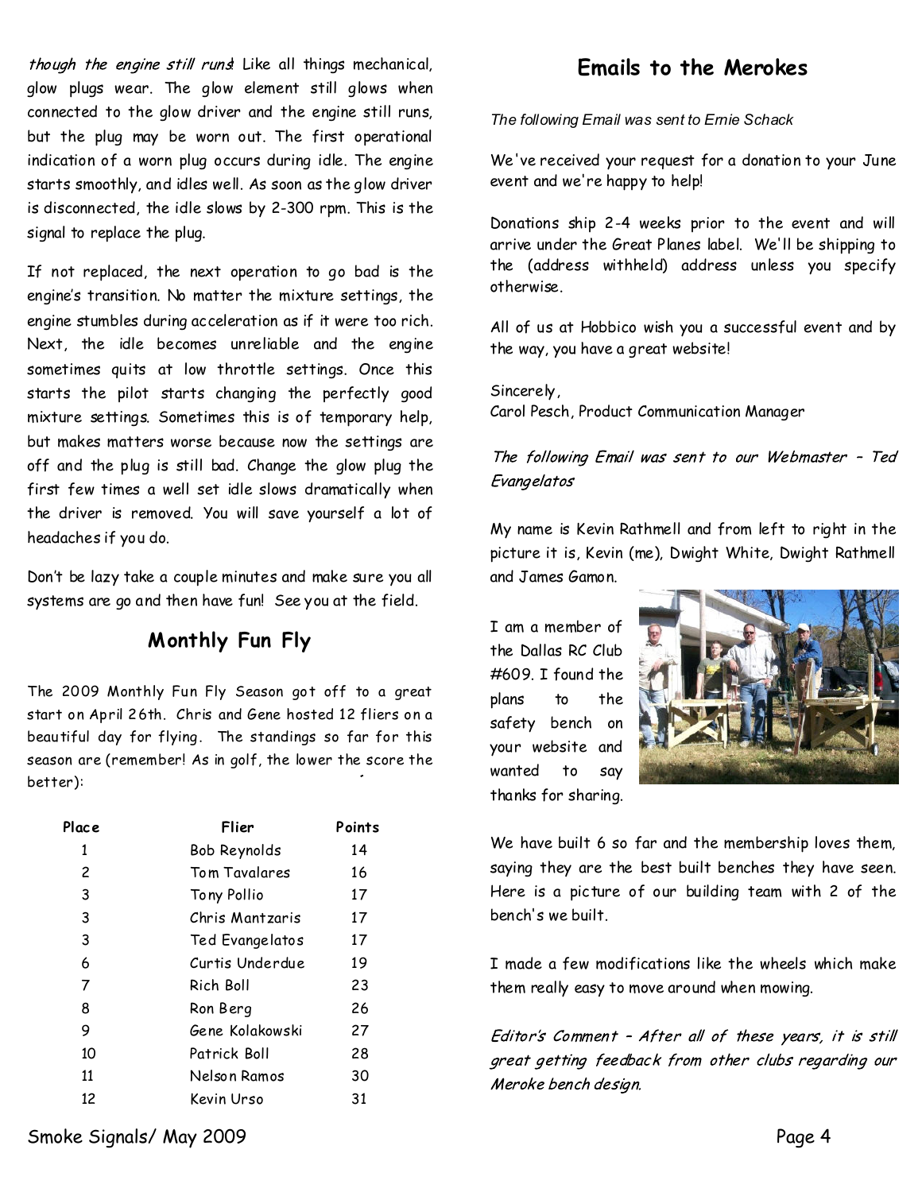*though the engine still runs*! Like all things mechanical, glow plugs wear. The glow element still glows when connected to the glow driver and the engine still runs, but the plug may be worn out. The first operational indication of a worn plug occurs during idle. The engine starts smoothly, and idles well. As soon as the glow driver is disconnected, the idle slows by 2-300 rpm. This is the signal to replace the plug.

If not replaced, the next operation to go bad is the engine's transition. No matter the mixture settings, the engine stumbles during acceleration as if it were too rich. Next, the idle becomes unreliable and the engine sometimes quits at low throttle settings. Once this starts the pilot starts changing the perfectly good mixture settings. Sometimes this is of temporary help, but makes matters worse because now the settings are off and the plug is still bad. Change the glow plug the first few times a well set idle slows dramatically when the driver is removed. You will save yourself a lot of headaches if you do.

Don't be lazy take a couple minutes and make sure you all systems are go and then have fun! See you at the field.

## Monthly Fun Fly

The 2009 Monthly Fun Fly Season got off to a great start on April 26th. Chris and Gene hosted 12 fliers on a beautiful day for flying. The standings so far for this season are (remember! As in golf, the lower the score the better):

| Place | Flier | Points |
|---|---|---|
| 1 | Bob Reynolds | 14 |
| 2 | Tom Tavalares | 16 |
| 3 | Tony Pollio | 17 |
| 3 | Chris Mantzaris | 17 |
| 3 | Ted Evangelatos | 17 |
| 6 | Curtis Underdue | 19 |
| 7 | Rich Boll | 23 |
| 8 | Ron Berg | 26 |
| 9 | Gene Kolakowski | 27 |
| 10 | Patrick Boll | 28 |
| 11 | Nelson Ramos | 30 |
| 12 | Kevin Urso | 31 |

## Emails to the Merokes

*The following Email was sent to Ernie Schack*

We've received your request for a donation to your June event and we're happy to help!

Donations ship 2-4 weeks prior to the event and will arrive under the Great Planes label. We'll be shipping to the (address withheld) address unless you specify otherwise.

All of us at Hobbico wish you a successful event and by the way, you have a great website!

Sincerely,
Carol Pesch, Product Communication Manager

*The following Email was sent to our Webmaster – Ted Evangelatos*

My name is Kevin Rathmell and from left to right in the picture it is, Kevin (me), Dwight White, Dwight Rathmell and James Gamon.

I am a member of the Dallas RC Club #609. I found the plans to the safety bench on your website and wanted to say thanks for sharing.

We have built 6 so far and the membership loves them, saying they are the best built benches they have seen. Here is a picture of our building team with 2 of the bench's we built.

I made a few modifications like the wheels which make them really easy to move around when mowing.

*Editor's Comment – After all of these years, it is still great getting feedback from other clubs regarding our Meroke bench design.*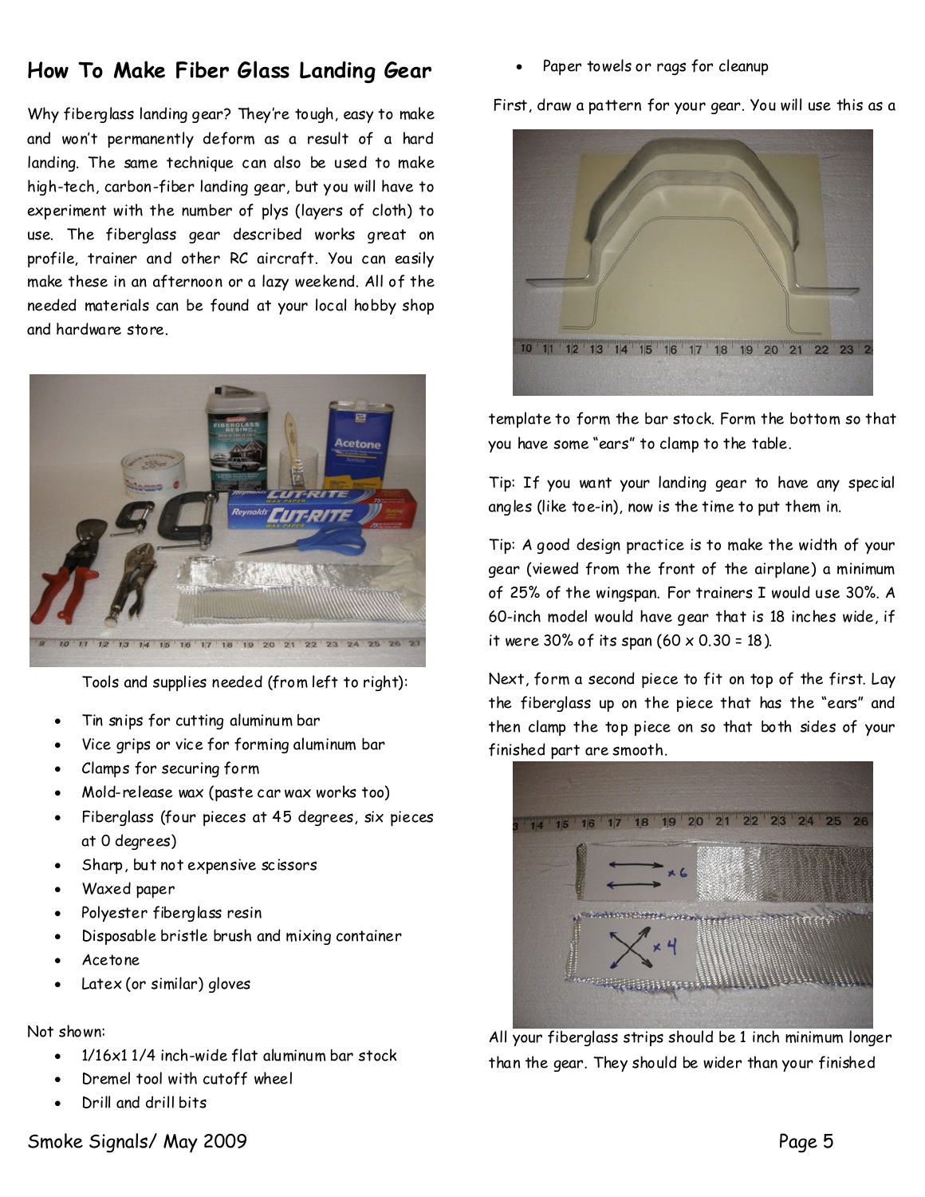## How To Make Fiber Glass Landing Gear

Why fiberglass landing gear? They're tough, easy to make and won't permanently deform as a result of a hard landing. The same technique can also be used to make high-tech, carbon-fiber landing gear, but you will have to experiment with the number of plys (layers of cloth) to use. The fiberglass gear described works great on profile, trainer and other RC aircraft. You can easily make these in an afternoon or a lazy weekend. All of the needed materials can be found at your local hobby shop and hardware store.

Tools and supplies needed (from left to right):

- Tin snips for cutting aluminum bar
- Vice grips or vice for forming aluminum bar
- Clamps for securing form
- Mold-release wax (paste car wax works too)
- Fiberglass (four pieces at 45 degrees, six pieces at 0 degrees)
- Sharp, but not expensive scissors
- Waxed paper
- Polyester fiberglass resin
- Disposable bristle brush and mixing container
- Acetone
- Latex (or similar) gloves

Not shown:

- 1/16x1 1/4 inch-wide flat aluminum bar stock
- Dremel tool with cutoff wheel
- Drill and drill bits
- Paper towels or rags for cleanup

First, draw a pattern for your gear. You will use this as a template to form the bar stock. Form the bottom so that you have some "ears" to clamp to the table.

Tip: If you want your landing gear to have any special angles (like toe-in), now is the time to put them in.

Tip: A good design practice is to make the width of your gear (viewed from the front of the airplane) a minimum of 25% of the wingspan. For trainers I would use 30%. A 60-inch model would have gear that is 18 inches wide, if it were 30% of its span ($60 \times 0.30 = 18$).

Next, form a second piece to fit on top of the first. Lay the fiberglass up on the piece that has the "ears" and then clamp the top piece on so that both sides of your finished part are smooth.

All your fiberglass strips should be 1 inch minimum longer than the gear. They should be wider than your finished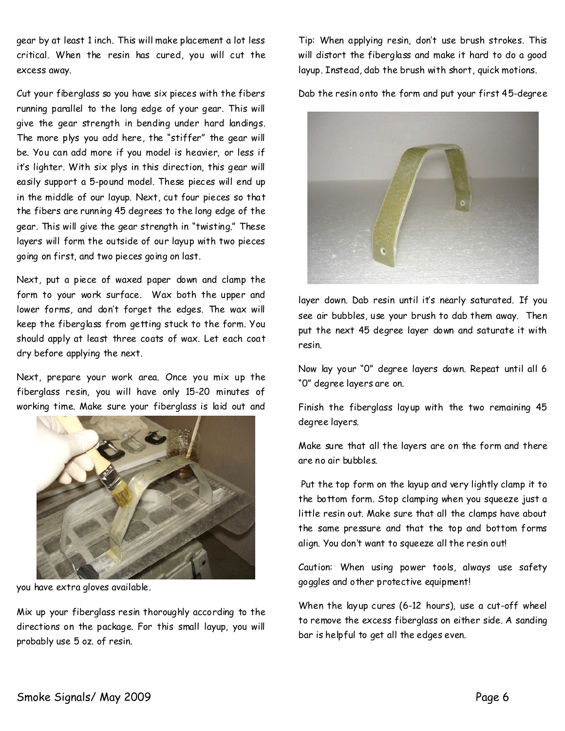gear by at least 1 inch. This will make placement a lot less critical. When the resin has cured, you will cut the excess away.

Cut your fiberglass so you have six pieces with the fibers running parallel to the long edge of your gear. This will give the gear strength in bending under hard landings. The more plys you add here, the "stiffer" the gear will be. You can add more if you model is heavier, or less if it's lighter. With six plys in this direction, this gear will easily support a 5-pound model. These pieces will end up in the middle of our layup. Next, cut four pieces so that the fibers are running 45 degrees to the long edge of the gear. This will give the gear strength in "twisting." These layers will form the outside of our layup with two pieces going on first, and two pieces going on last.

Next, put a piece of waxed paper down and clamp the form to your work surface. Wax both the upper and lower forms, and don't forget the edges. The wax will keep the fiberglass from getting stuck to the form. You should apply at least three coats of wax. Let each coat dry before applying the next.

Next, prepare your work area. Once you mix up the fiberglass resin, you will have only 15-20 minutes of working time. Make sure your fiberglass is laid out and you have extra gloves available.

Mix up your fiberglass resin thoroughly according to the directions on the package. For this small layup, you will probably use 5 oz. of resin.

Tip: When applying resin, don't use brush strokes. This will distort the fiberglass and make it hard to do a good layup. Instead, dab the brush with short, quick motions.

Dab the resin onto the form and put your first 45-degree layer down. Dab resin until it's nearly saturated. If you see air bubbles, use your brush to dab them away. Then put the next 45 degree layer down and saturate it with resin.

Now lay your "0" degree layers down. Repeat until all 6 "0" degree layers are on.

Finish the fiberglass layup with the two remaining 45 degree layers.

Make sure that all the layers are on the form and there are no air bubbles.

Put the top form on the layup and very lightly clamp it to the bottom form. Stop clamping when you squeeze just a little resin out. Make sure that all the clamps have about the same pressure and that the top and bottom forms align. You don't want to squeeze all the resin out!

Caution: When using power tools, always use safety goggles and other protective equipment!

When the layup cures (6-12 hours), use a cut-off wheel to remove the excess fiberglass on either side. A sanding bar is helpful to get all the edges even.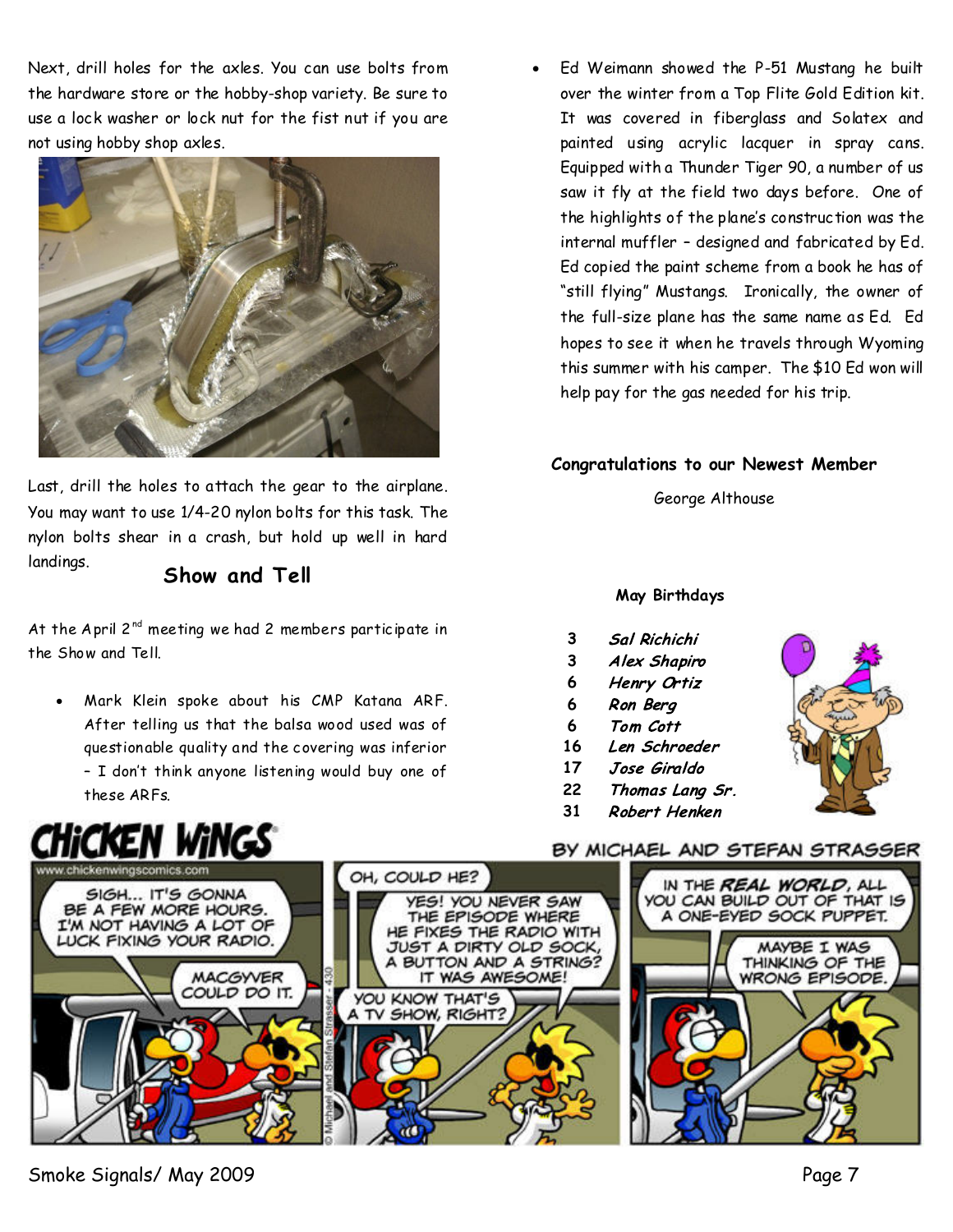Next, drill holes for the axles. You can use bolts from the hardware store or the hobby-shop variety. Be sure to use a lock washer or lock nut for the fist nut if you are not using hobby shop axles.

Last, drill the holes to attach the gear to the airplane. You may want to use 1/4-20 nylon bolts for this task. The nylon bolts shear in a crash, but hold up well in hard landings.

## Show and Tell

At the April 2nd meeting we had 2 members participate in the Show and Tell.

- Mark Klein spoke about his CMP Katana ARF. After telling us that the balsa wood used was of questionable quality and the covering was inferior – I don't think anyone listening would buy one of these ARFs.
- Ed Weimann showed the P-51 Mustang he built over the winter from a Top Flite Gold Edition kit. It was covered in fiberglass and Solatex and painted using acrylic lacquer in spray cans. Equipped with a Thunder Tiger 90, a number of us saw it fly at the field two days before. One of the highlights of the plane's construction was the internal muffler – designed and fabricated by Ed. Ed copied the paint scheme from a book he has of "still flying" Mustangs. Ironically, the owner of the full-size plane has the same name as Ed. Ed hopes to see it when he travels through Wyoming this summer with his camper. The $10 Ed won will help pay for the gas needed for his trip.

**Congratulations to our Newest Member**

George Althouse

**May Birthdays**

| | |
|---|---|
| 3 | *Sal Richichi* |
| 3 | *Alex Shapiro* |
| 6 | *Henry Ortiz* |
| 6 | *Ron Berg* |
| 6 | *Tom Cott* |
| 16 | *Len Schroeder* |
| 17 | *Jose Giraldo* |
| 22 | *Thomas Lang Sr.* |
| 31 | *Robert Henken* |